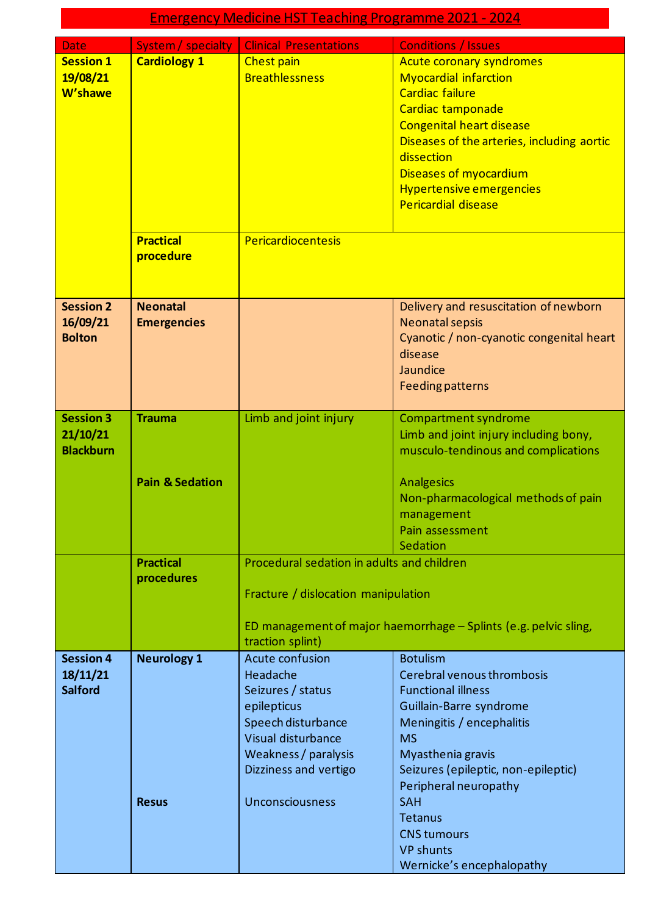# Emergency Medicine HST Teaching Programme 2021 - 2024

| Date | System / specialty | Clinical Presentations | Conditions / Issues |
|---|---|---|---|
| **Session 1 19/08/21 W'shawe** | **Cardiology 1** | Chest pain<br>Breathlessness | Acute coronary syndromes<br>Myocardial infarction<br>Cardiac failure<br>Cardiac tamponade<br>Congenital heart disease<br>Diseases of the arteries, including aortic dissection<br>Diseases of myocardium<br>Hypertensive emergencies<br>Pericardial disease |
| | **Practical procedure** | Pericardiocentesis | |
| **Session 2 16/09/21 Bolton** | **Neonatal Emergencies** | | Delivery and resuscitation of newborn<br>Neonatal sepsis<br>Cyanotic / non-cyanotic congenital heart disease<br>Jaundice<br>Feeding patterns |
| **Session 3 21/10/21 Blackburn** | **Trauma**<br><br>**Pain & Sedation** | Limb and joint injury | Compartment syndrome<br>Limb and joint injury including bony, musculo-tendinous and complications<br><br>Analgesics<br>Non-pharmacological methods of pain management<br>Pain assessment<br>Sedation |
| | **Practical procedures** | Procedural sedation in adults and children<br><br>Fracture / dislocation manipulation<br><br>ED management of major haemorrhage – Splints (e.g. pelvic sling, traction splint) | |
| **Session 4 18/11/21 Salford** | **Neurology 1**<br><br>**Resus** | Acute confusion<br>Headache<br>Seizures / status epilepticus<br>Speech disturbance<br>Visual disturbance<br>Weakness / paralysis<br>Dizziness and vertigo<br><br>Unconsciousness | Botulism<br>Cerebral venous thrombosis<br>Functional illness<br>Guillain-Barre syndrome<br>Meningitis / encephalitis<br>MS<br>Myasthenia gravis<br>Seizures (epileptic, non-epileptic)<br>Peripheral neuropathy<br>SAH<br>Tetanus<br>CNS tumours<br>VP shunts<br>Wernicke's encephalopathy |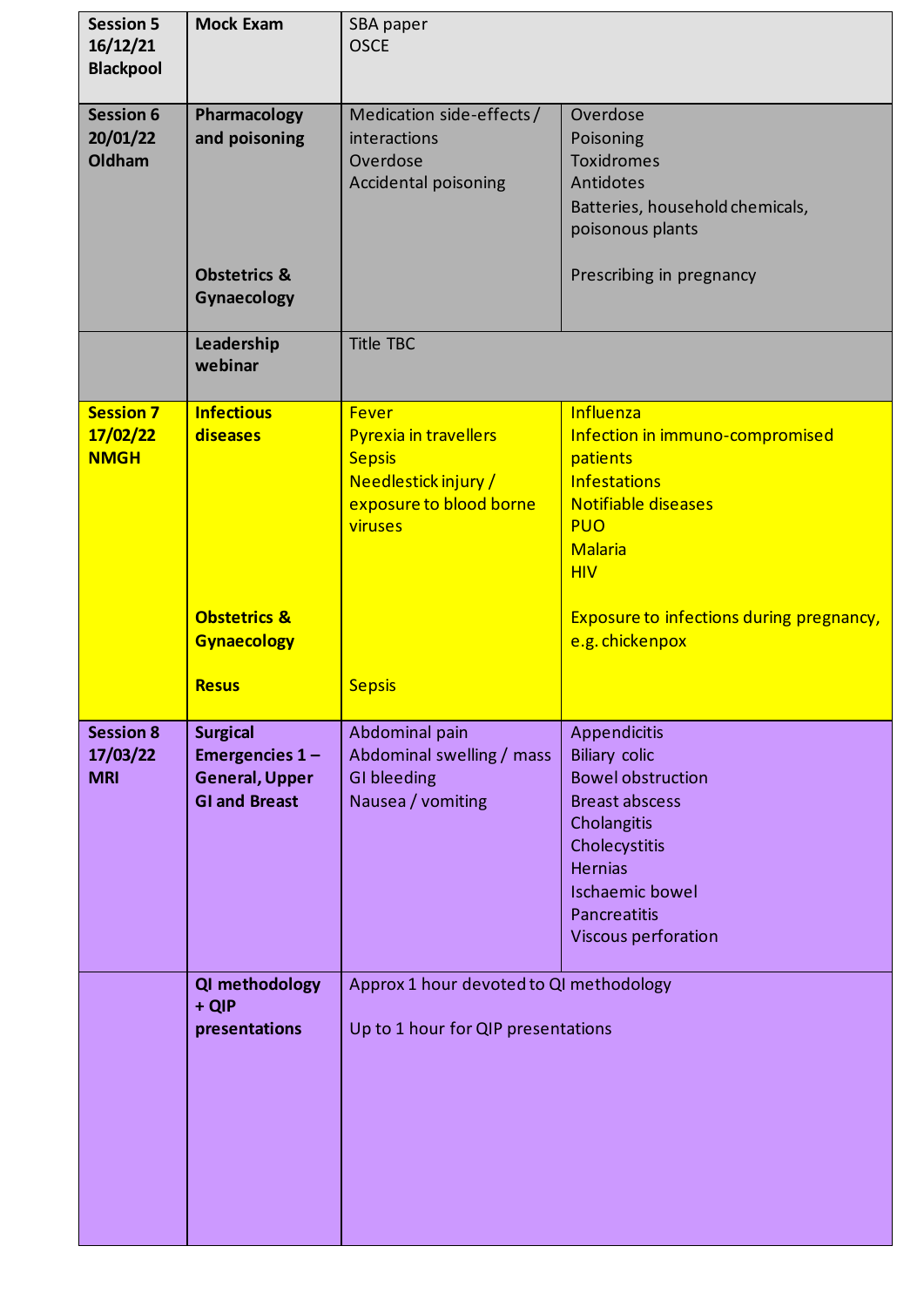| Session | Topic | | |
|---|---|---|---|
| **Session 5 16/12/21 Blackpool** | **Mock Exam** | SBA paper<br>OSCE | |
| **Session 6 20/01/22 Oldham** | **Pharmacology and poisoning** | Medication side-effects / interactions<br>Overdose<br>Accidental poisoning | Overdose<br>Poisoning<br>Toxidromes<br>Antidotes<br>Batteries, household chemicals, poisonous plants |
| | **Obstetrics & Gynaecology** | | Prescribing in pregnancy |
| | **Leadership webinar** | Title TBC | |
| **Session 7 17/02/22 NMGH** | **Infectious diseases** | Fever<br>Pyrexia in travellers<br>Sepsis<br>Needlestick injury / exposure to blood borne viruses | Influenza<br>Infection in immuno-compromised patients<br>Infestations<br>Notifiable diseases<br>PUO<br>Malaria<br>HIV |
| | **Obstetrics & Gynaecology** | | Exposure to infections during pregnancy, e.g. chickenpox |
| | **Resus** | Sepsis | |
| **Session 8 17/03/22 MRI** | **Surgical Emergencies 1 – General, Upper GI and Breast** | Abdominal pain<br>Abdominal swelling / mass<br>GI bleeding<br>Nausea / vomiting | Appendicitis<br>Biliary colic<br>Bowel obstruction<br>Breast abscess<br>Cholangitis<br>Cholecystitis<br>Hernias<br>Ischaemic bowel<br>Pancreatitis<br>Viscous perforation |
| | **QI methodology + QIP presentations** | Approx 1 hour devoted to QI methodology<br><br>Up to 1 hour for QIP presentations | |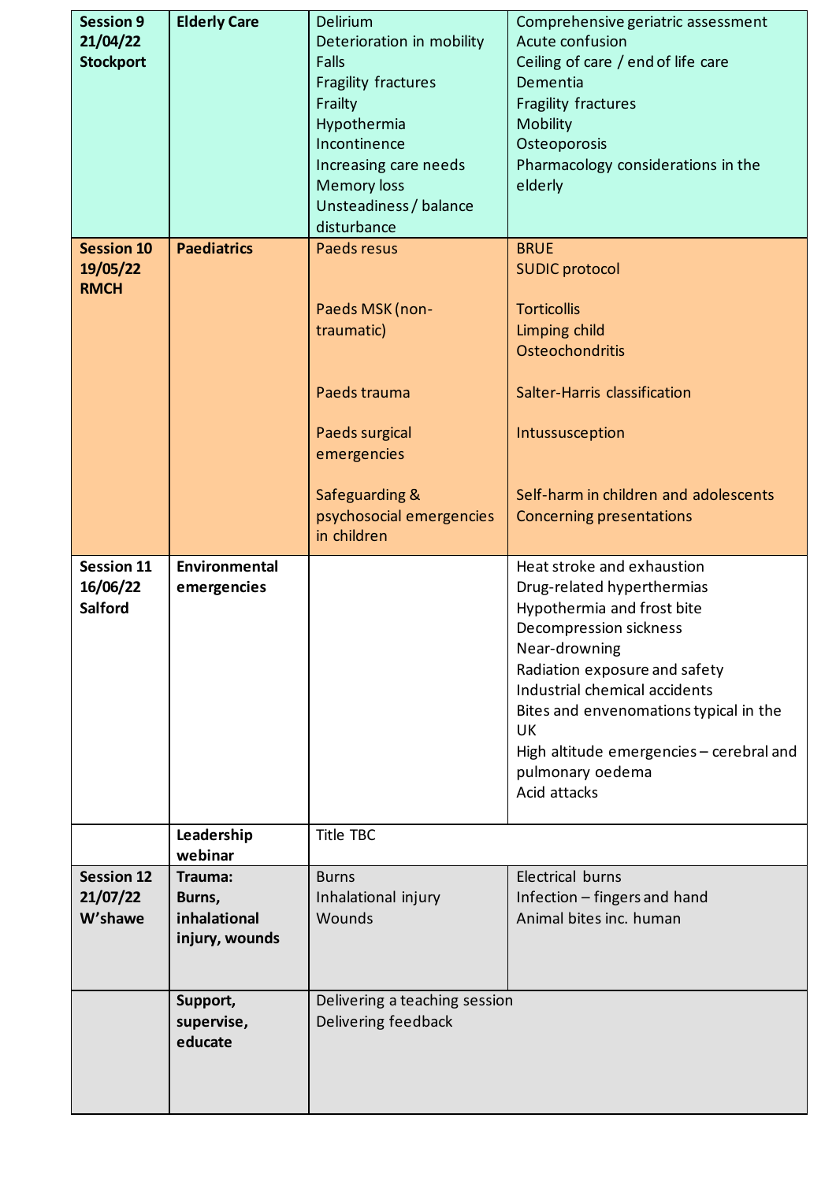| | | | |
|---|---|---|---|
| **Session 9 21/04/22 Stockport** | **Elderly Care** | Delirium<br>Deterioration in mobility<br>Falls<br>Fragility fractures<br>Frailty<br>Hypothermia<br>Incontinence<br>Increasing care needs<br>Memory loss<br>Unsteadiness / balance disturbance | Comprehensive geriatric assessment<br>Acute confusion<br>Ceiling of care / end of life care<br>Dementia<br>Fragility fractures<br>Mobility<br>Osteoporosis<br>Pharmacology considerations in the elderly |
| **Session 10 19/05/22 RMCH** | **Paediatrics** | Paeds resus<br><br>Paeds MSK (non-traumatic)<br><br>Paeds trauma<br><br>Paeds surgical emergencies<br><br>Safeguarding & psychosocial emergencies in children | BRUE<br>SUDIC protocol<br><br>Torticollis<br>Limping child<br>Osteochondritis<br><br>Salter-Harris classification<br><br>Intussusception<br><br>Self-harm in children and adolescents<br>Concerning presentations |
| **Session 11 16/06/22 Salford** | **Environmental emergencies** | | Heat stroke and exhaustion<br>Drug-related hyperthermias<br>Hypothermia and frost bite<br>Decompression sickness<br>Near-drowning<br>Radiation exposure and safety<br>Industrial chemical accidents<br>Bites and envenomations typical in the UK<br>High altitude emergencies – cerebral and pulmonary oedema<br>Acid attacks |
| | **Leadership webinar** | Title TBC | |
| **Session 12 21/07/22 W'shawe** | **Trauma: Burns, inhalational injury, wounds** | Burns<br>Inhalational injury<br>Wounds | Electrical burns<br>Infection – fingers and hand<br>Animal bites inc. human |
| | **Support, supervise, educate** | Delivering a teaching session<br>Delivering feedback | |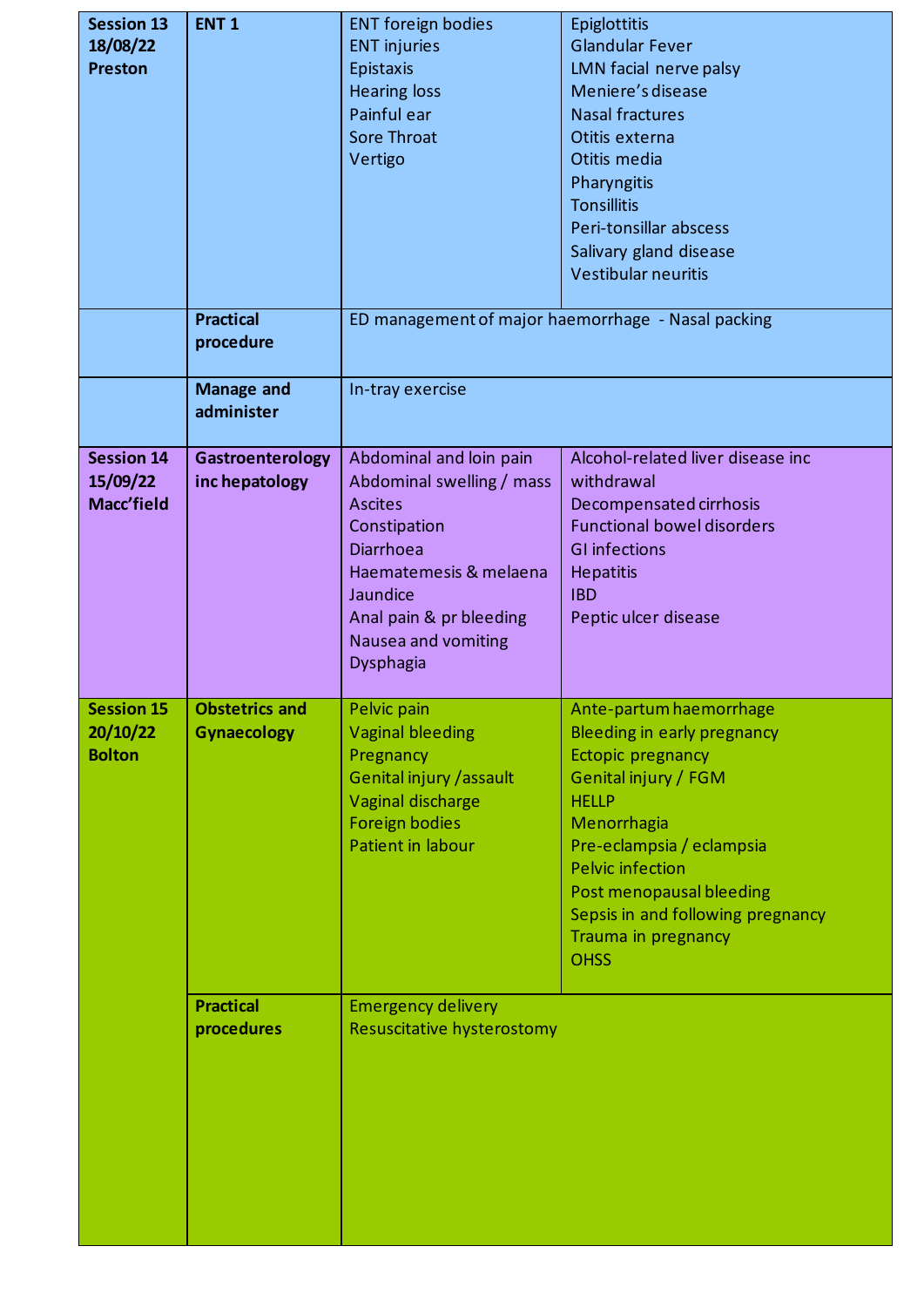| Session | Topic | Presentations | Conditions |
|---|---|---|---|
| **Session 13 18/08/22 Preston** | **ENT 1** | ENT foreign bodies<br>ENT injuries<br>Epistaxis<br>Hearing loss<br>Painful ear<br>Sore Throat<br>Vertigo | Epiglottitis<br>Glandular Fever<br>LMN facial nerve palsy<br>Meniere's disease<br>Nasal fractures<br>Otitis externa<br>Otitis media<br>Pharyngitis<br>Tonsillitis<br>Peri-tonsillar abscess<br>Salivary gland disease<br>Vestibular neuritis |
| | **Practical procedure** | ED management of major haemorrhage - Nasal packing | |
| | **Manage and administer** | In-tray exercise | |
| **Session 14 15/09/22 Macc'field** | **Gastroenterology inc hepatology** | Abdominal and loin pain<br>Abdominal swelling / mass<br>Ascites<br>Constipation<br>Diarrhoea<br>Haematemesis & melaena<br>Jaundice<br>Anal pain & pr bleeding<br>Nausea and vomiting<br>Dysphagia | Alcohol-related liver disease inc withdrawal<br>Decompensated cirrhosis<br>Functional bowel disorders<br>GI infections<br>Hepatitis<br>IBD<br>Peptic ulcer disease |
| **Session 15 20/10/22 Bolton** | **Obstetrics and Gynaecology** | Pelvic pain<br>Vaginal bleeding<br>Pregnancy<br>Genital injury /assault<br>Vaginal discharge<br>Foreign bodies<br>Patient in labour | Ante-partum haemorrhage<br>Bleeding in early pregnancy<br>Ectopic pregnancy<br>Genital injury / FGM<br>HELLP<br>Menorrhagia<br>Pre-eclampsia / eclampsia<br>Pelvic infection<br>Post menopausal bleeding<br>Sepsis in and following pregnancy<br>Trauma in pregnancy<br>OHSS |
| | **Practical procedures** | Emergency delivery<br>Resuscitative hysterostomy | |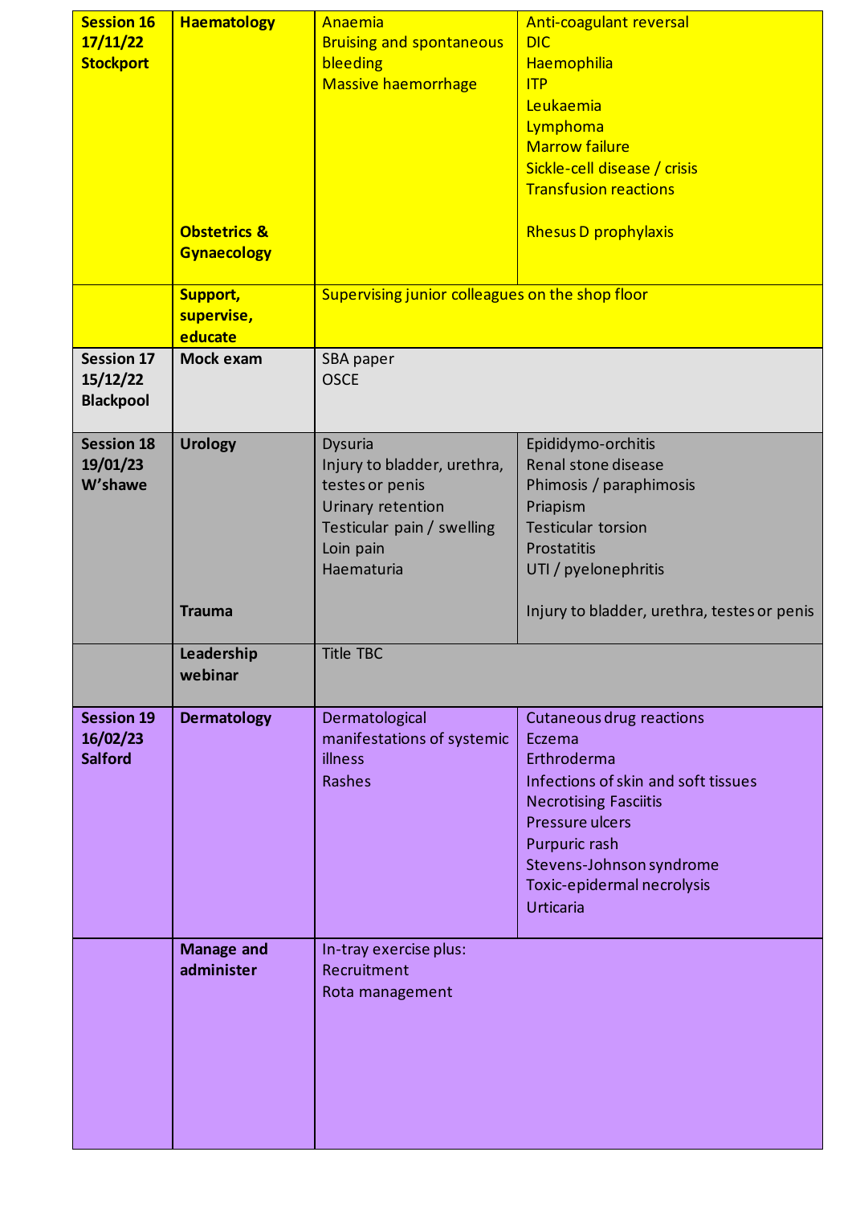| | | | |
|---|---|---|---|
| **Session 16 17/11/22 Stockport** | **Haematology** | Anaemia<br>Bruising and spontaneous bleeding<br>Massive haemorrhage | Anti-coagulant reversal<br>DIC<br>Haemophilia<br>ITP<br>Leukaemia<br>Lymphoma<br>Marrow failure<br>Sickle-cell disease / crisis<br>Transfusion reactions |
| | **Obstetrics & Gynaecology** | | Rhesus D prophylaxis |
| | **Support, supervise, educate** | Supervising junior colleagues on the shop floor | |
| **Session 17 15/12/22 Blackpool** | **Mock exam** | SBA paper<br>OSCE | |
| **Session 18 19/01/23 W'shawe** | **Urology** | Dysuria<br>Injury to bladder, urethra, testes or penis<br>Urinary retention<br>Testicular pain / swelling<br>Loin pain<br>Haematuria | Epididymo-orchitis<br>Renal stone disease<br>Phimosis / paraphimosis<br>Priapism<br>Testicular torsion<br>Prostatitis<br>UTI / pyelonephritis |
| | **Trauma** | | Injury to bladder, urethra, testes or penis |
| | **Leadership webinar** | Title TBC | |
| **Session 19 16/02/23 Salford** | **Dermatology** | Dermatological manifestations of systemic illness<br>Rashes | Cutaneous drug reactions<br>Eczema<br>Erthroderma<br>Infections of skin and soft tissues<br>Necrotising Fasciitis<br>Pressure ulcers<br>Purpuric rash<br>Stevens-Johnson syndrome<br>Toxic-epidermal necrolysis<br>Urticaria |
| | **Manage and administer** | In-tray exercise plus:<br>Recruitment<br>Rota management | |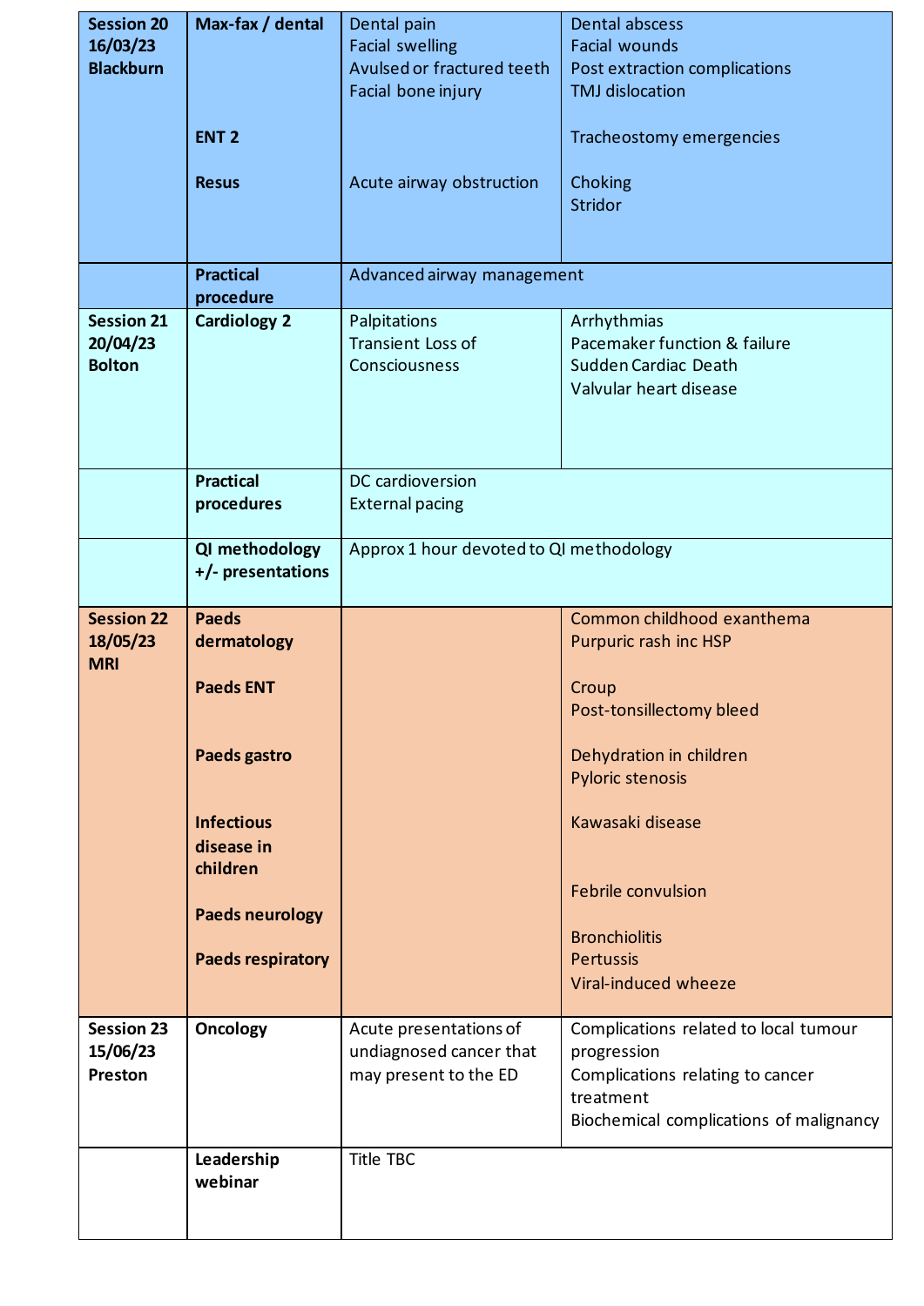| Session 20<br>16/03/23<br>Blackburn | Max-fax / dental | Dental pain<br>Facial swelling<br>Avulsed or fractured teeth<br>Facial bone injury | Dental abscess<br>Facial wounds<br>Post extraction complications<br>TMJ dislocation |
|---|---|---|---|
| | ENT 2 | | Tracheostomy emergencies |
| | Resus | Acute airway obstruction | Choking<br>Stridor |
| | Practical procedure | Advanced airway management | |
| Session 21<br>20/04/23<br>Bolton | Cardiology 2 | Palpitations<br>Transient Loss of Consciousness | Arrhythmias<br>Pacemaker function & failure<br>Sudden Cardiac Death<br>Valvular heart disease |
| | Practical procedures | DC cardioversion<br>External pacing | |
| | QI methodology +/- presentations | Approx 1 hour devoted to QI methodology | |
| Session 22<br>18/05/23<br>MRI | Paeds dermatology | | Common childhood exanthema<br>Purpuric rash inc HSP |
| | Paeds ENT | | Croup<br>Post-tonsillectomy bleed |
| | Paeds gastro | | Dehydration in children<br>Pyloric stenosis |
| | Infectious disease in children | | Kawasaki disease |
| | Paeds neurology | | Febrile convulsion |
| | Paeds respiratory | | Bronchiolitis<br>Pertussis<br>Viral-induced wheeze |
| Session 23<br>15/06/23<br>Preston | Oncology | Acute presentations of undiagnosed cancer that may present to the ED | Complications related to local tumour progression<br>Complications relating to cancer treatment<br>Biochemical complications of malignancy |
| | Leadership webinar | Title TBC | |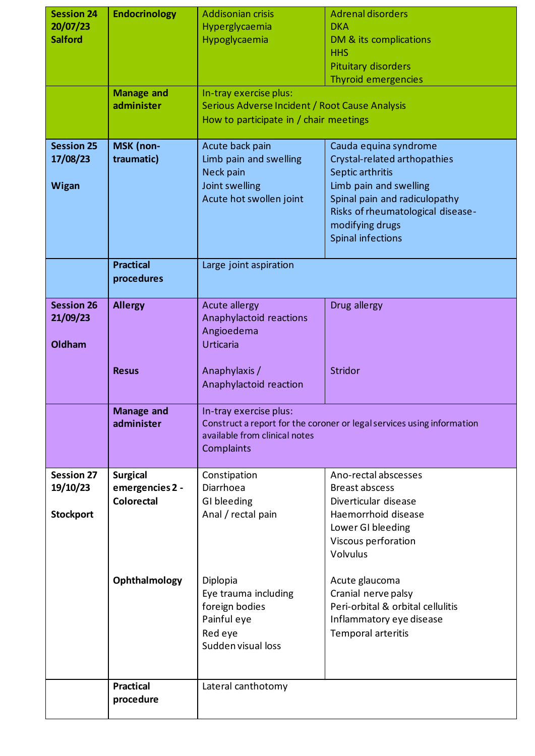| | | | |
|---|---|---|---|
| **Session 24 20/07/23 Salford** | **Endocrinology** | Addisonian crisis<br>Hyperglycaemia<br>Hypoglycaemia | Adrenal disorders<br>DKA<br>DM & its complications<br>HHS<br>Pituitary disorders<br>Thyroid emergencies |
| | **Manage and administer** | In-tray exercise plus:<br>Serious Adverse Incident / Root Cause Analysis<br>How to participate in / chair meetings | |
| **Session 25 17/08/23<br><br>Wigan** | **MSK (non-traumatic)** | Acute back pain<br>Limb pain and swelling<br>Neck pain<br>Joint swelling<br>Acute hot swollen joint | Cauda equina syndrome<br>Crystal-related arthopathies<br>Septic arthritis<br>Limb pain and swelling<br>Spinal pain and radiculopathy<br>Risks of rheumatological disease-modifying drugs<br>Spinal infections |
| | **Practical procedures** | Large joint aspiration | |
| **Session 26 21/09/23<br><br>Oldham** | **Allergy**<br><br><br><br>**Resus** | Acute allergy<br>Anaphylactoid reactions<br>Angioedema<br>Urticaria<br><br>Anaphylaxis / Anaphylactoid reaction | Drug allergy<br><br><br><br><br>Stridor |
| | **Manage and administer** | In-tray exercise plus:<br>Construct a report for the coroner or legal services using information available from clinical notes<br>Complaints | |
| **Session 27 19/10/23<br><br>Stockport** | **Surgical emergencies 2 - Colorectal**<br><br><br><br><br><br><br>**Ophthalmology** | Constipation<br>Diarrhoea<br>GI bleeding<br>Anal / rectal pain<br><br><br><br><br>Diplopia<br>Eye trauma including foreign bodies<br>Painful eye<br>Red eye<br>Sudden visual loss | Ano-rectal abscesses<br>Breast abscess<br>Diverticular disease<br>Haemorrhoid disease<br>Lower GI bleeding<br>Viscous perforation<br>Volvulus<br><br>Acute glaucoma<br>Cranial nerve palsy<br>Peri-orbital & orbital cellulitis<br>Inflammatory eye disease<br>Temporal arteritis |
| | **Practical procedure** | Lateral canthotomy | |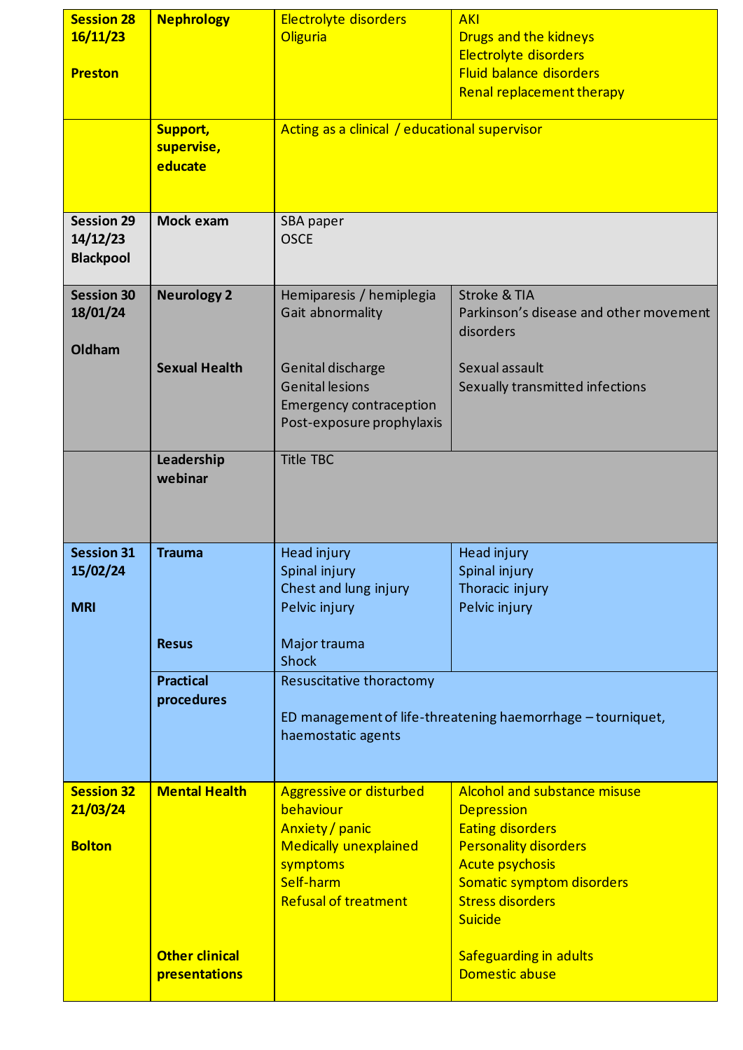| | | | |
|---|---|---|---|
| **Session 28 16/11/23** **Preston** | **Nephrology** | Electrolyte disorders<br>Oliguria | AKI<br>Drugs and the kidneys<br>Electrolyte disorders<br>Fluid balance disorders<br>Renal replacement therapy |
| | **Support, supervise, educate** | Acting as a clinical / educational supervisor | |
| **Session 29 14/12/23 Blackpool** | **Mock exam** | SBA paper<br>OSCE | |
| **Session 30 18/01/24** **Oldham** | **Neurology 2**<br><br>**Sexual Health** | Hemiparesis / hemiplegia<br>Gait abnormality<br><br>Genital discharge<br>Genital lesions<br>Emergency contraception<br>Post-exposure prophylaxis | Stroke & TIA<br>Parkinson's disease and other movement disorders<br><br>Sexual assault<br>Sexually transmitted infections |
| | **Leadership webinar** | Title TBC | |
| **Session 31 15/02/24** **MRI** | **Trauma**<br><br>**Resus** | Head injury<br>Spinal injury<br>Chest and lung injury<br>Pelvic injury<br><br>Major trauma<br>Shock | Head injury<br>Spinal injury<br>Thoracic injury<br>Pelvic injury |
| | **Practical procedures** | Resuscitative thoractomy<br><br>ED management of life-threatening haemorrhage – tourniquet, haemostatic agents | |
| **Session 32 21/03/24** **Bolton** | **Mental Health**<br><br>**Other clinical presentations** | Aggressive or disturbed behaviour<br>Anxiety / panic<br>Medically unexplained symptoms<br>Self-harm<br>Refusal of treatment | Alcohol and substance misuse<br>Depression<br>Eating disorders<br>Personality disorders<br>Acute psychosis<br>Somatic symptom disorders<br>Stress disorders<br>Suicide<br><br>Safeguarding in adults<br>Domestic abuse |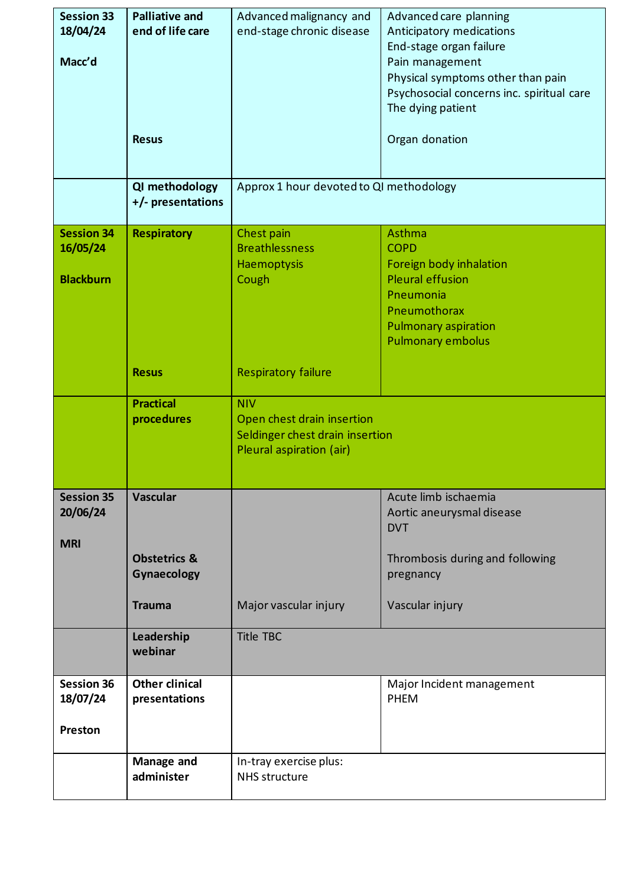| | | | |
|---|---|---|---|
| **Session 33 18/04/24**<br><br>**Macc'd** | **Palliative and end of life care**<br><br>**Resus** | Advanced malignancy and end-stage chronic disease | Advanced care planning<br>Anticipatory medications<br>End-stage organ failure<br>Pain management<br>Physical symptoms other than pain<br>Psychosocial concerns inc. spiritual care<br>The dying patient<br><br>Organ donation |
| | **QI methodology +/- presentations** | Approx 1 hour devoted to QI methodology | |
| **Session 34 16/05/24**<br><br>**Blackburn** | **Respiratory**<br><br>**Resus** | Chest pain<br>Breathlessness<br>Haemoptysis<br>Cough<br><br>Respiratory failure | Asthma<br>COPD<br>Foreign body inhalation<br>Pleural effusion<br>Pneumonia<br>Pneumothorax<br>Pulmonary aspiration<br>Pulmonary embolus |
| | **Practical procedures** | NIV<br>Open chest drain insertion<br>Seldinger chest drain insertion<br>Pleural aspiration (air) | |
| **Session 35 20/06/24**<br><br>**MRI** | **Vascular**<br><br>**Obstetrics & Gynaecology**<br><br>**Trauma** | <br><br><br><br>Major vascular injury | Acute limb ischaemia<br>Aortic aneurysmal disease<br>DVT<br><br>Thrombosis during and following pregnancy<br><br>Vascular injury |
| | **Leadership webinar** | Title TBC | |
| **Session 36 18/07/24**<br><br>**Preston** | **Other clinical presentations** | | Major Incident management<br>PHEM |
| | **Manage and administer** | In-tray exercise plus:<br>NHS structure | |